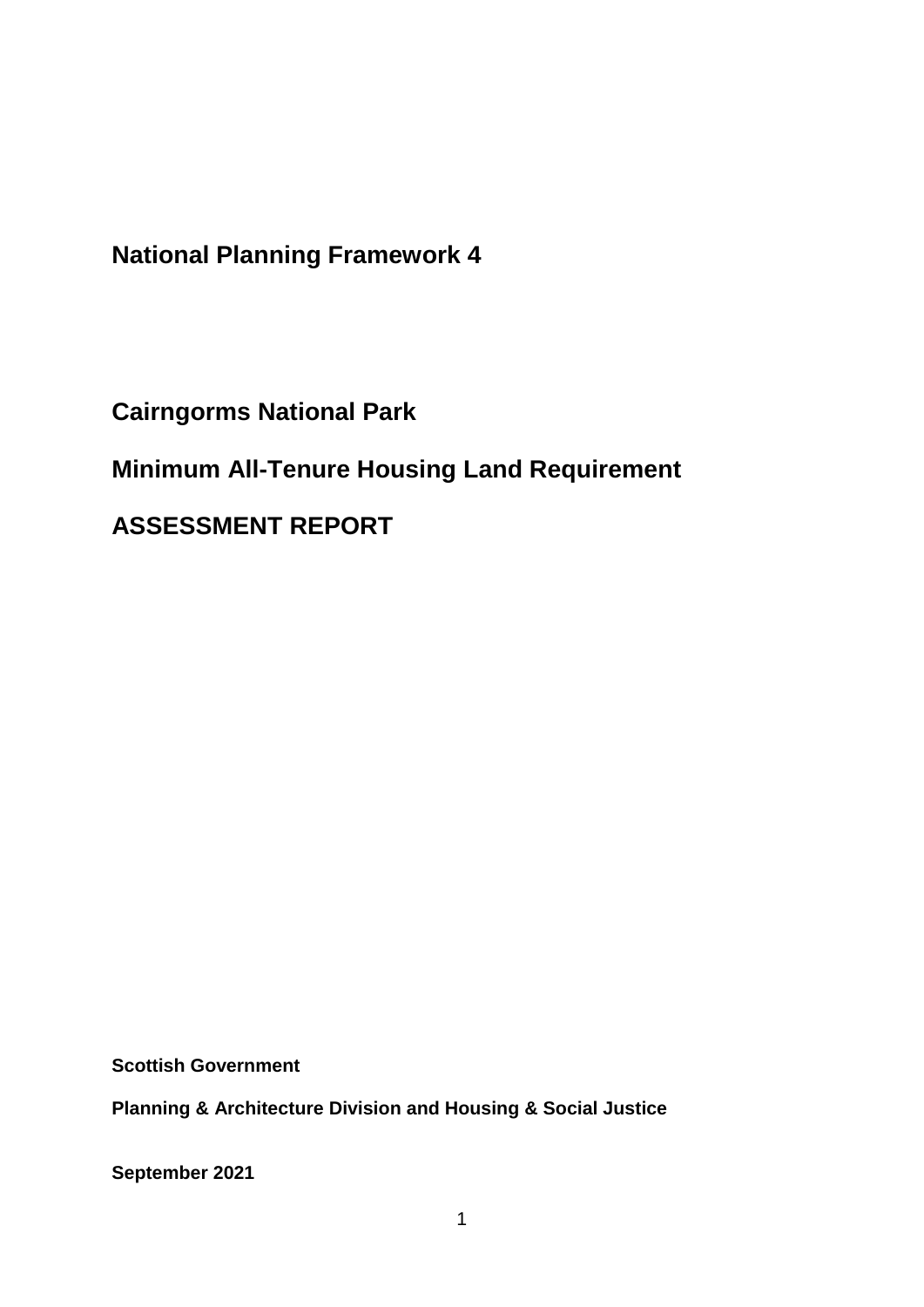# National Planning Framework 4

## Cairngorms National Park

## Minimum All-Tenure Housing Land Requirement

## ASSESSMENT REPORT

**Scottish Government**

**Planning & Architecture Division and Housing & Social Justice**

**September 2021**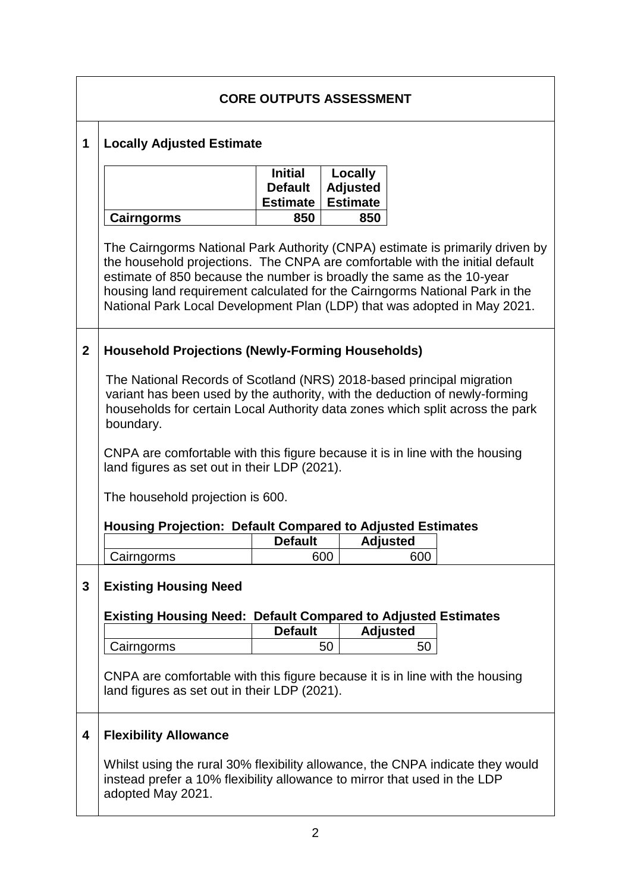## CORE OUTPUTS ASSESSMENT

### 1 Locally Adjusted Estimate

| | Initial Default Estimate | Locally Adjusted Estimate |
|---|---|---|
| **Cairngorms** | **850** | **850** |

The Cairngorms National Park Authority (CNPA) estimate is primarily driven by the household projections. The CNPA are comfortable with the initial default estimate of 850 because the number is broadly the same as the 10-year housing land requirement calculated for the Cairngorms National Park in the National Park Local Development Plan (LDP) that was adopted in May 2021.

### 2 Household Projections (Newly-Forming Households)

The National Records of Scotland (NRS) 2018-based principal migration variant has been used by the authority, with the deduction of newly-forming households for certain Local Authority data zones which split across the park boundary.

CNPA are comfortable with this figure because it is in line with the housing land figures as set out in their LDP (2021).

The household projection is 600.

**Housing Projection: Default Compared to Adjusted Estimates**

| | Default | Adjusted |
|---|---|---|
| Cairngorms | 600 | 600 |

### 3 Existing Housing Need

**Existing Housing Need: Default Compared to Adjusted Estimates**

| | Default | Adjusted |
|---|---|---|
| Cairngorms | 50 | 50 |

CNPA are comfortable with this figure because it is in line with the housing land figures as set out in their LDP (2021).

### 4 Flexibility Allowance

Whilst using the rural 30% flexibility allowance, the CNPA indicate they would instead prefer a 10% flexibility allowance to mirror that used in the LDP adopted May 2021.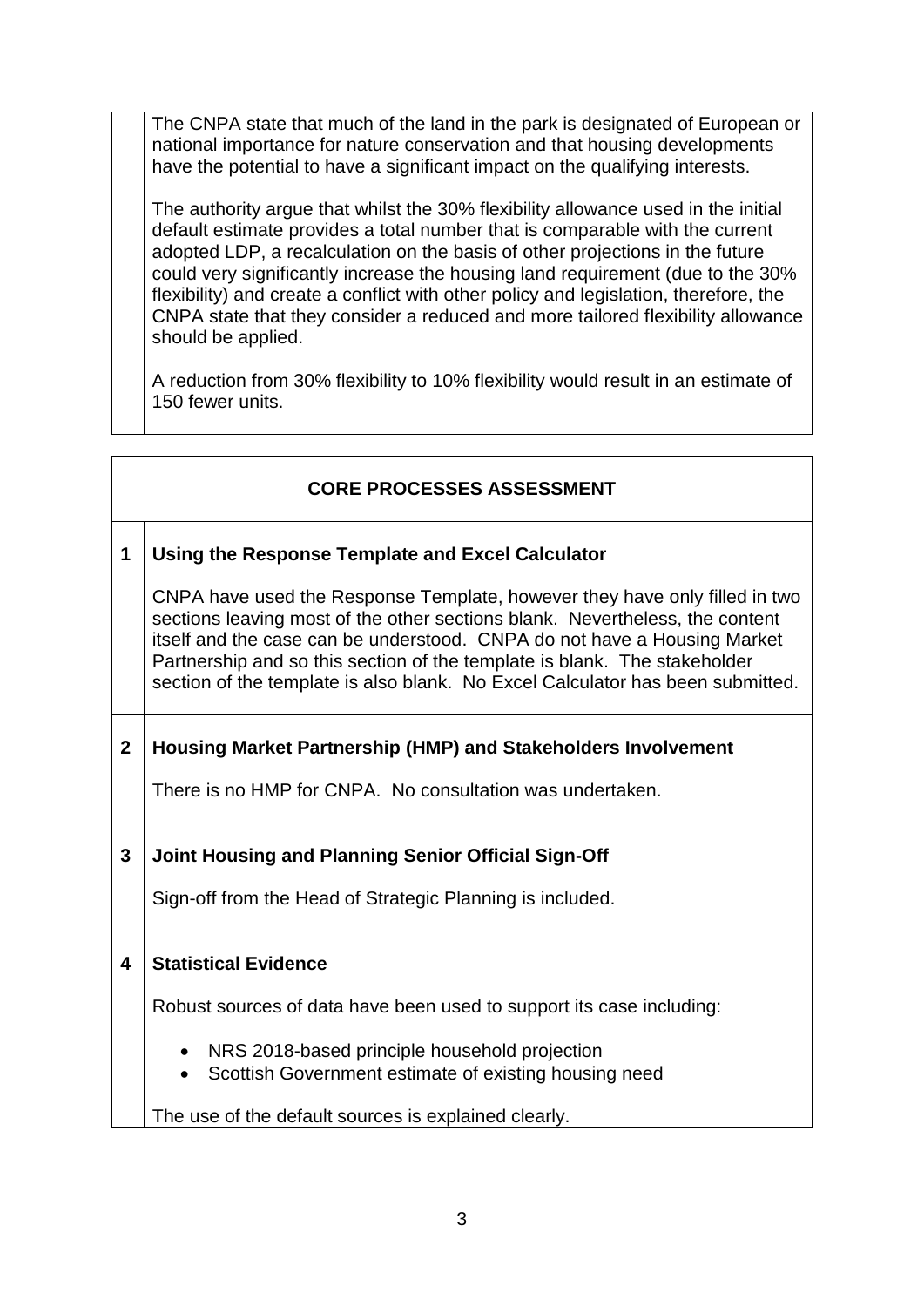The CNPA state that much of the land in the park is designated of European or national importance for nature conservation and that housing developments have the potential to have a significant impact on the qualifying interests.

The authority argue that whilst the 30% flexibility allowance used in the initial default estimate provides a total number that is comparable with the current adopted LDP, a recalculation on the basis of other projections in the future could very significantly increase the housing land requirement (due to the 30% flexibility) and create a conflict with other policy and legislation, therefore, the CNPA state that they consider a reduced and more tailored flexibility allowance should be applied.

A reduction from 30% flexibility to 10% flexibility would result in an estimate of 150 fewer units.

## CORE PROCESSES ASSESSMENT

### 1 Using the Response Template and Excel Calculator

CNPA have used the Response Template, however they have only filled in two sections leaving most of the other sections blank. Nevertheless, the content itself and the case can be understood. CNPA do not have a Housing Market Partnership and so this section of the template is blank. The stakeholder section of the template is also blank. No Excel Calculator has been submitted.

### 2 Housing Market Partnership (HMP) and Stakeholders Involvement

There is no HMP for CNPA. No consultation was undertaken.

### 3 Joint Housing and Planning Senior Official Sign-Off

Sign-off from the Head of Strategic Planning is included.

### 4 Statistical Evidence

Robust sources of data have been used to support its case including:

- NRS 2018-based principle household projection
- Scottish Government estimate of existing housing need

The use of the default sources is explained clearly.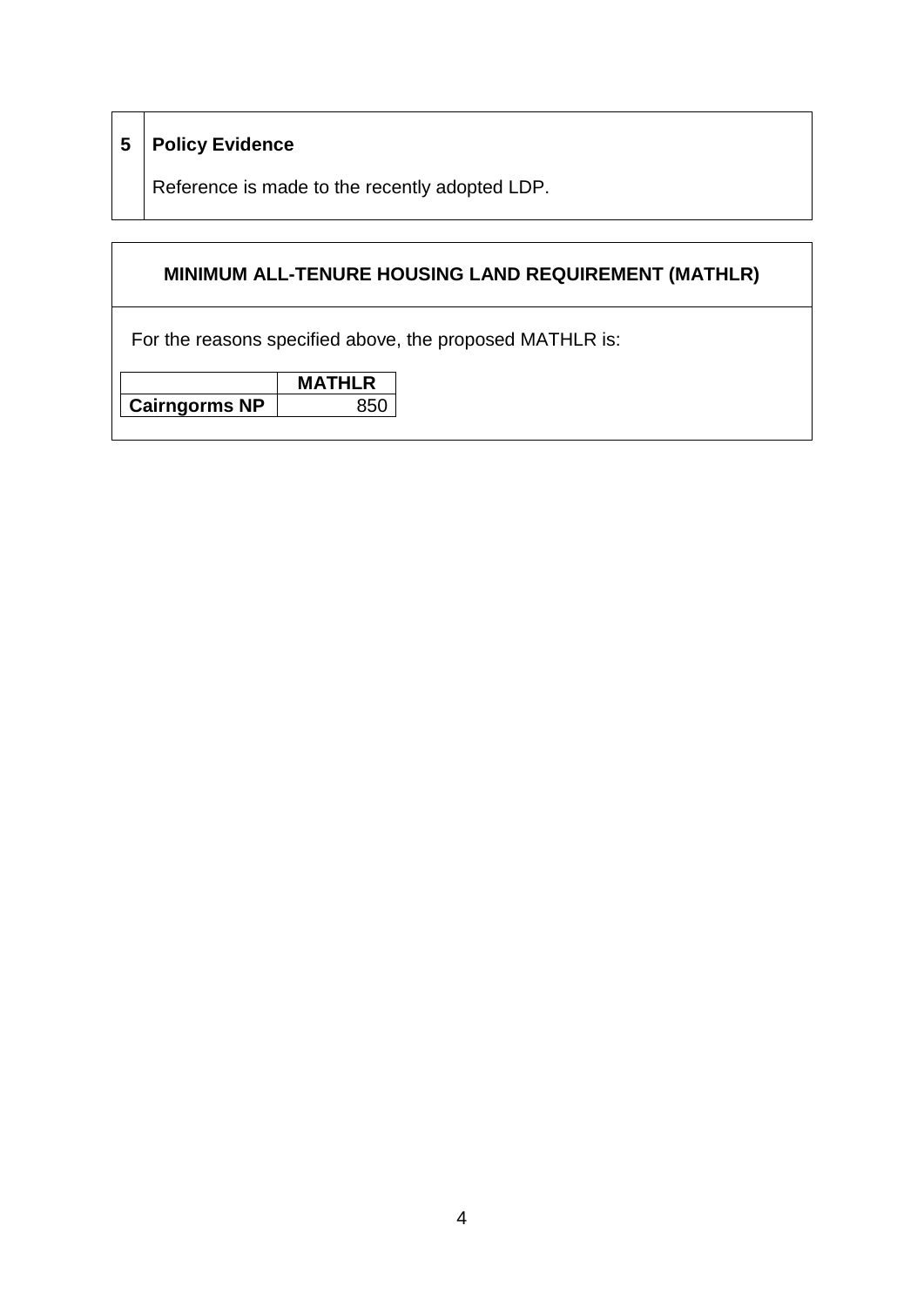| 5 | **Policy Evidence** |
|---|---|
| | Reference is made to the recently adopted LDP. |

## MINIMUM ALL-TENURE HOUSING LAND REQUIREMENT (MATHLR)

For the reasons specified above, the proposed MATHLR is:

| | MATHLR |
|---|---|
| **Cairngorms NP** | 850 |